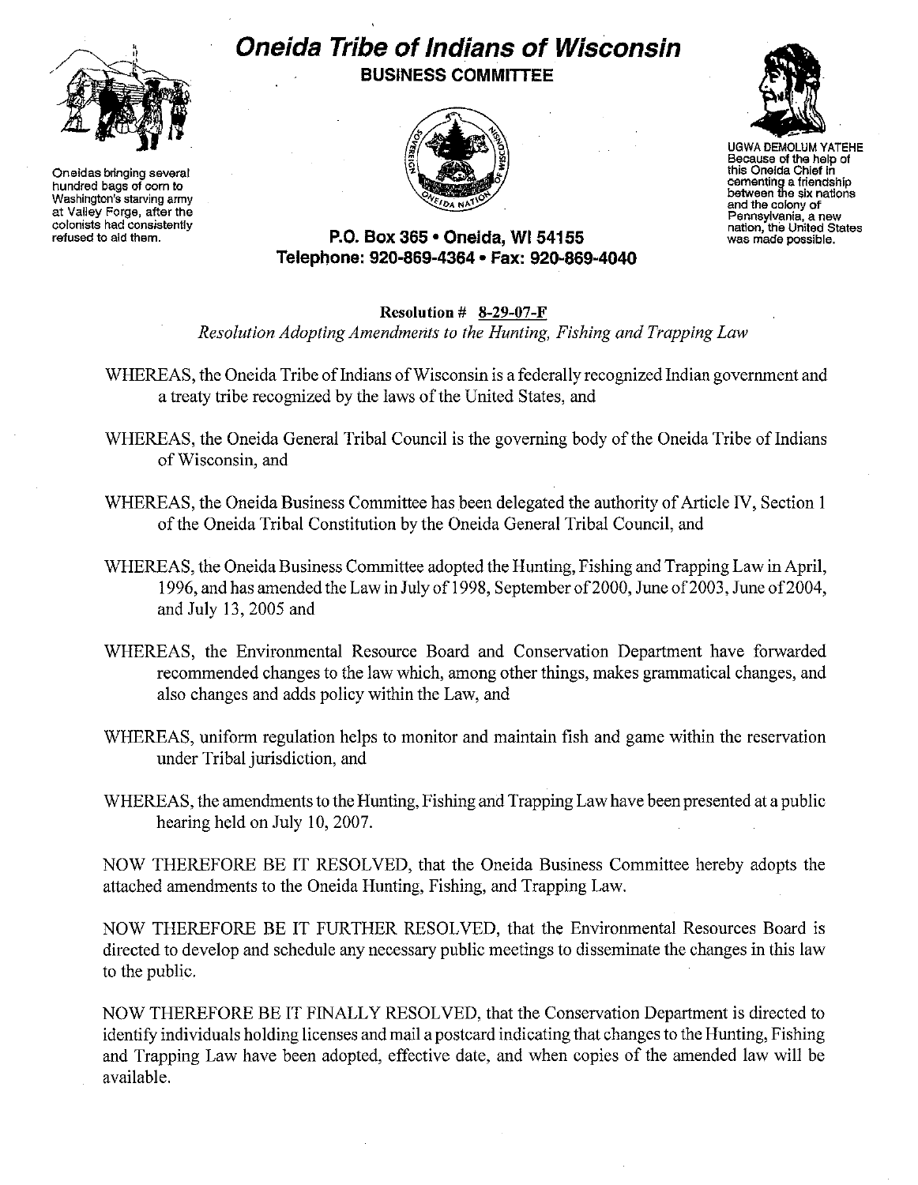Oneidas bringing several hundred bags of corn to Washington's starving army at Valley Forge, after the colonists had consistently refused to aid them.

# Oneida Tribe of Indians of Wisconsin

## BUSINESS COMMITTEE

UGWA DEMOLUM YATEHE
Because of the help of this Oneida Chief in cementing a friendship between the six nations and the colony of Pennsylvania, a new nation, the United States was made possible.

**P.O. Box 365 • Oneida, WI 54155**
**Telephone: 920-869-4364 • Fax: 920-869-4040**

**Resolution # 8-29-07-F**
*Resolution Adopting Amendments to the Hunting, Fishing and Trapping Law*

WHEREAS, the Oneida Tribe of Indians of Wisconsin is a federally recognized Indian government and a treaty tribe recognized by the laws of the United States, and

WHEREAS, the Oneida General Tribal Council is the governing body of the Oneida Tribe of Indians of Wisconsin, and

WHEREAS, the Oneida Business Committee has been delegated the authority of Article IV, Section 1 of the Oneida Tribal Constitution by the Oneida General Tribal Council, and

WHEREAS, the Oneida Business Committee adopted the Hunting, Fishing and Trapping Law in April, 1996, and has amended the Law in July of 1998, September of 2000, June of 2003, June of 2004, and July 13, 2005 and

WHEREAS, the Environmental Resource Board and Conservation Department have forwarded recommended changes to the law which, among other things, makes grammatical changes, and also changes and adds policy within the Law, and

WHEREAS, uniform regulation helps to monitor and maintain fish and game within the reservation under Tribal jurisdiction, and

WHEREAS, the amendments to the Hunting, Fishing and Trapping Law have been presented at a public hearing held on July 10, 2007.

NOW THEREFORE BE IT RESOLVED, that the Oneida Business Committee hereby adopts the attached amendments to the Oneida Hunting, Fishing, and Trapping Law.

NOW THEREFORE BE IT FURTHER RESOLVED, that the Environmental Resources Board is directed to develop and schedule any necessary public meetings to disseminate the changes in this law to the public.

NOW THEREFORE BE IT FINALLY RESOLVED, that the Conservation Department is directed to identify individuals holding licenses and mail a postcard indicating that changes to the Hunting, Fishing and Trapping Law have been adopted, effective date, and when copies of the amended law will be available.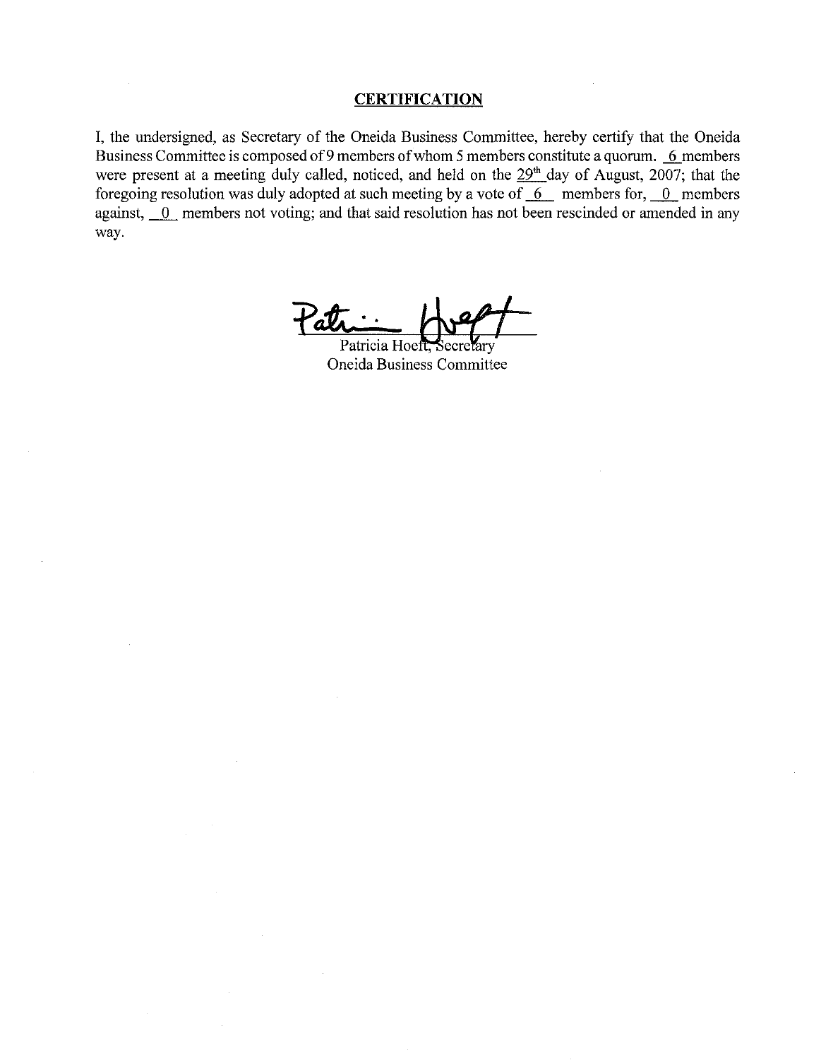## CERTIFICATION

I, the undersigned, as Secretary of the Oneida Business Committee, hereby certify that the Oneida Business Committee is composed of 9 members of whom 5 members constitute a quorum. 6 members were present at a meeting duly called, noticed, and held on the 29th day of August, 2007; that the foregoing resolution was duly adopted at such meeting by a vote of 6 members for, 0 members against, 0 members not voting; and that said resolution has not been rescinded or amended in any way.

Patricia Hoeft, Secretary
Oneida Business Committee